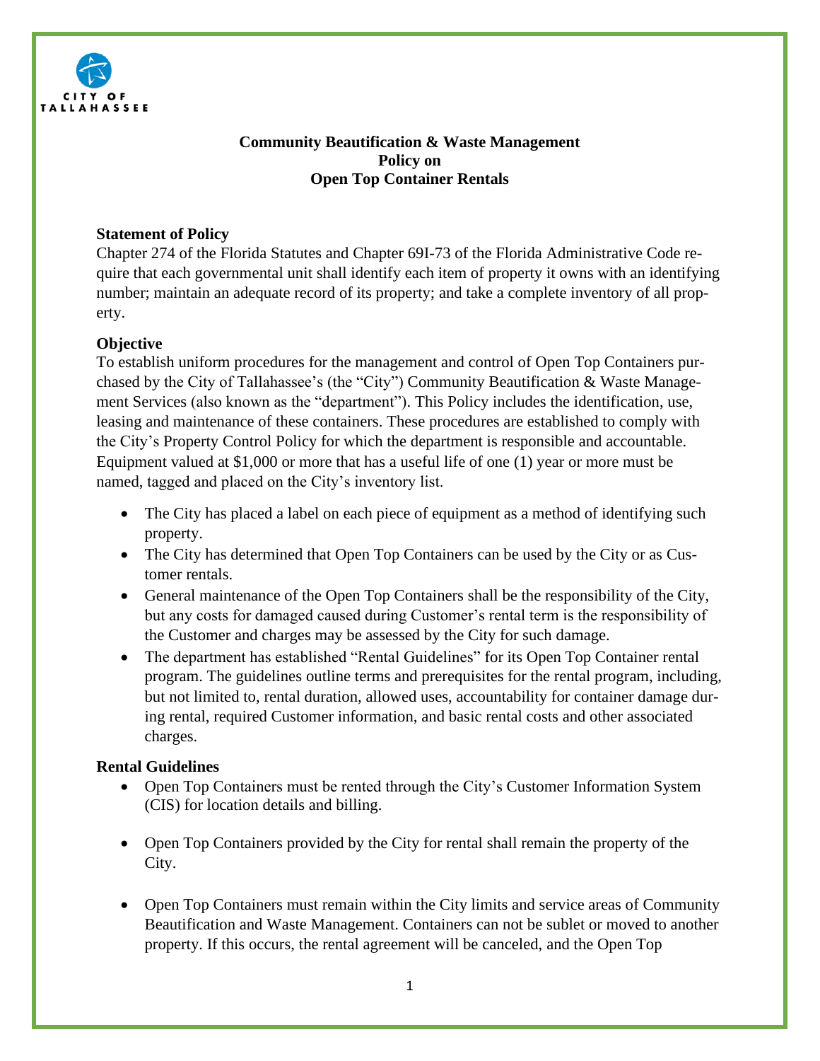# Community Beautification & Waste Management Policy on Open Top Container Rentals

## Statement of Policy

Chapter 274 of the Florida Statutes and Chapter 69I-73 of the Florida Administrative Code require that each governmental unit shall identify each item of property it owns with an identifying number; maintain an adequate record of its property; and take a complete inventory of all property.

## Objective

To establish uniform procedures for the management and control of Open Top Containers purchased by the City of Tallahassee's (the "City") Community Beautification & Waste Management Services (also known as the "department"). This Policy includes the identification, use, leasing and maintenance of these containers. These procedures are established to comply with the City's Property Control Policy for which the department is responsible and accountable. Equipment valued at $1,000 or more that has a useful life of one (1) year or more must be named, tagged and placed on the City's inventory list.

- The City has placed a label on each piece of equipment as a method of identifying such property.
- The City has determined that Open Top Containers can be used by the City or as Customer rentals.
- General maintenance of the Open Top Containers shall be the responsibility of the City, but any costs for damaged caused during Customer's rental term is the responsibility of the Customer and charges may be assessed by the City for such damage.
- The department has established "Rental Guidelines" for its Open Top Container rental program. The guidelines outline terms and prerequisites for the rental program, including, but not limited to, rental duration, allowed uses, accountability for container damage during rental, required Customer information, and basic rental costs and other associated charges.

## Rental Guidelines

- Open Top Containers must be rented through the City's Customer Information System (CIS) for location details and billing.
- Open Top Containers provided by the City for rental shall remain the property of the City.
- Open Top Containers must remain within the City limits and service areas of Community Beautification and Waste Management. Containers can not be sublet or moved to another property. If this occurs, the rental agreement will be canceled, and the Open Top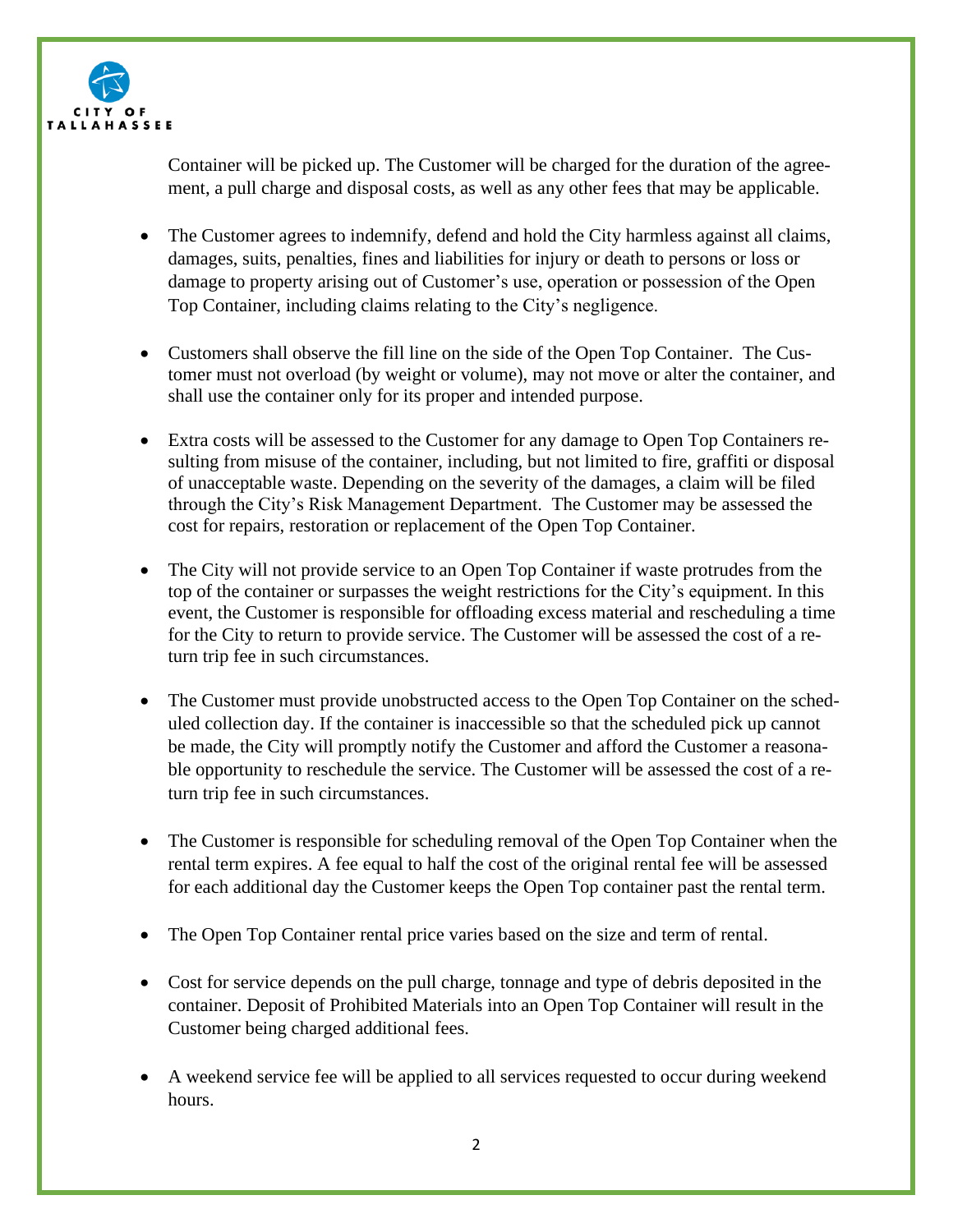Container will be picked up. The Customer will be charged for the duration of the agreement, a pull charge and disposal costs, as well as any other fees that may be applicable.

- The Customer agrees to indemnify, defend and hold the City harmless against all claims, damages, suits, penalties, fines and liabilities for injury or death to persons or loss or damage to property arising out of Customer's use, operation or possession of the Open Top Container, including claims relating to the City's negligence.

- Customers shall observe the fill line on the side of the Open Top Container. The Customer must not overload (by weight or volume), may not move or alter the container, and shall use the container only for its proper and intended purpose.

- Extra costs will be assessed to the Customer for any damage to Open Top Containers resulting from misuse of the container, including, but not limited to fire, graffiti or disposal of unacceptable waste. Depending on the severity of the damages, a claim will be filed through the City's Risk Management Department. The Customer may be assessed the cost for repairs, restoration or replacement of the Open Top Container.

- The City will not provide service to an Open Top Container if waste protrudes from the top of the container or surpasses the weight restrictions for the City's equipment. In this event, the Customer is responsible for offloading excess material and rescheduling a time for the City to return to provide service. The Customer will be assessed the cost of a return trip fee in such circumstances.

- The Customer must provide unobstructed access to the Open Top Container on the scheduled collection day. If the container is inaccessible so that the scheduled pick up cannot be made, the City will promptly notify the Customer and afford the Customer a reasonable opportunity to reschedule the service. The Customer will be assessed the cost of a return trip fee in such circumstances.

- The Customer is responsible for scheduling removal of the Open Top Container when the rental term expires. A fee equal to half the cost of the original rental fee will be assessed for each additional day the Customer keeps the Open Top container past the rental term.

- The Open Top Container rental price varies based on the size and term of rental.

- Cost for service depends on the pull charge, tonnage and type of debris deposited in the container. Deposit of Prohibited Materials into an Open Top Container will result in the Customer being charged additional fees.

- A weekend service fee will be applied to all services requested to occur during weekend hours.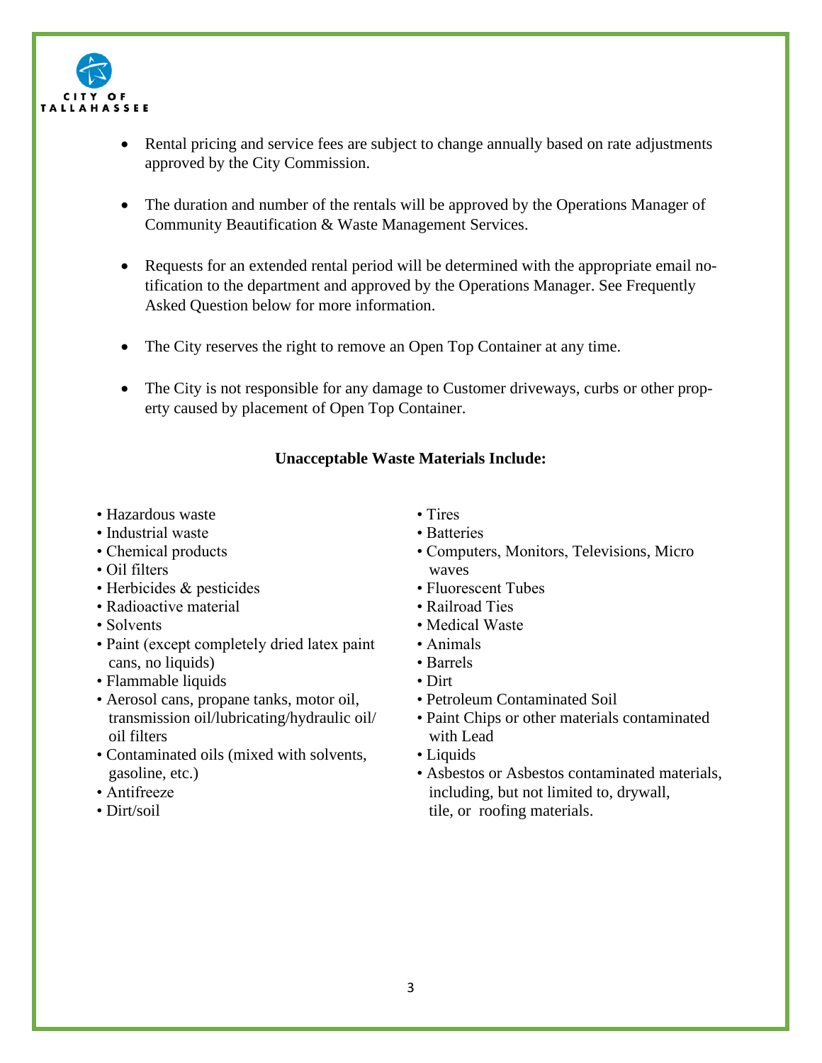- Rental pricing and service fees are subject to change annually based on rate adjustments approved by the City Commission.

- The duration and number of the rentals will be approved by the Operations Manager of Community Beautification & Waste Management Services.

- Requests for an extended rental period will be determined with the appropriate email notification to the department and approved by the Operations Manager. See Frequently Asked Question below for more information.

- The City reserves the right to remove an Open Top Container at any time.

- The City is not responsible for any damage to Customer driveways, curbs or other property caused by placement of Open Top Container.

**Unacceptable Waste Materials Include:**

- Hazardous waste
- Industrial waste
- Chemical products
- Oil filters
- Herbicides & pesticides
- Radioactive material
- Solvents
- Paint (except completely dried latex paint cans, no liquids)
- Flammable liquids
- Aerosol cans, propane tanks, motor oil, transmission oil/lubricating/hydraulic oil/oil filters
- Contaminated oils (mixed with solvents, gasoline, etc.)
- Antifreeze
- Dirt/soil
- Tires
- Batteries
- Computers, Monitors, Televisions, Micro waves
- Fluorescent Tubes
- Railroad Ties
- Medical Waste
- Animals
- Barrels
- Dirt
- Petroleum Contaminated Soil
- Paint Chips or other materials contaminated with Lead
- Liquids
- Asbestos or Asbestos contaminated materials, including, but not limited to, drywall, tile, or roofing materials.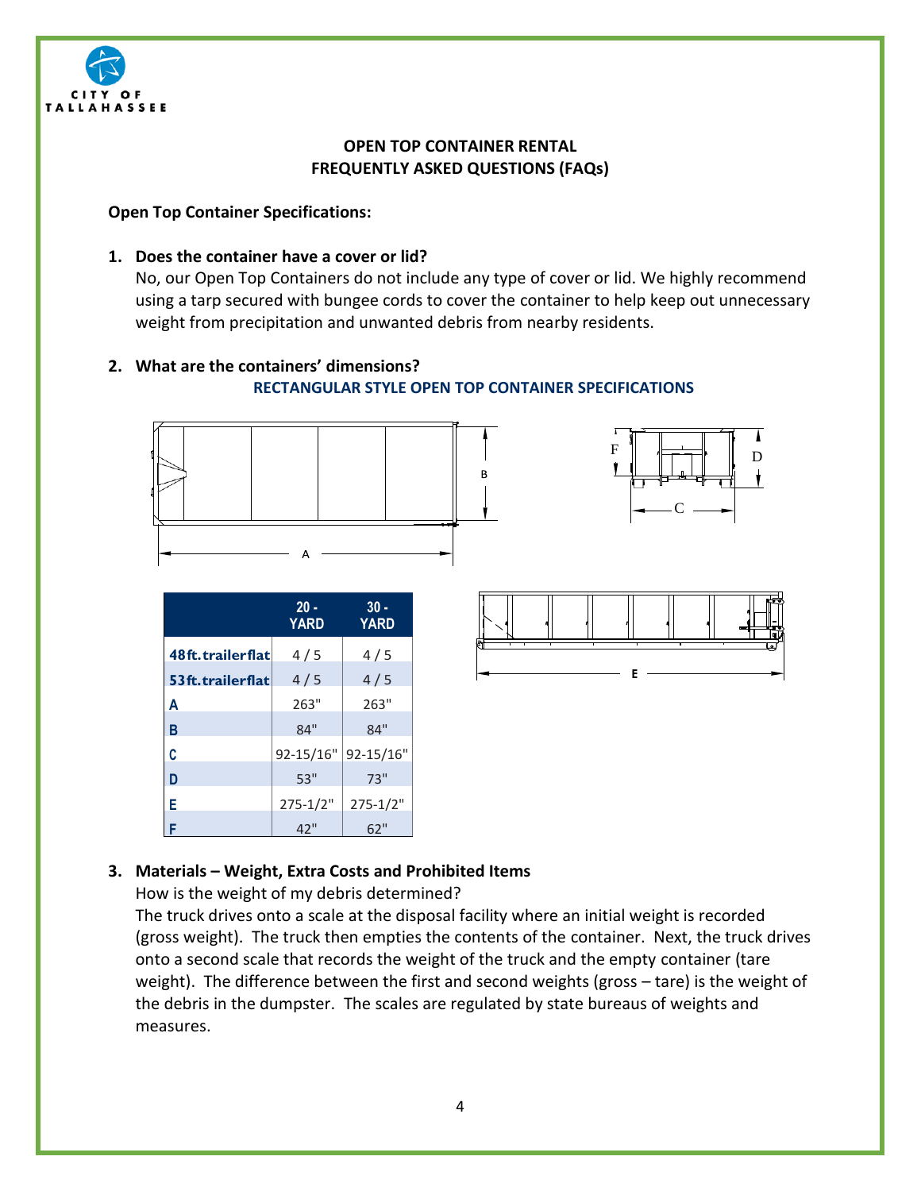## OPEN TOP CONTAINER RENTAL
## FREQUENTLY ASKED QUESTIONS (FAQs)

**Open Top Container Specifications:**

1. **Does the container have a cover or lid?**
   No, our Open Top Containers do not include any type of cover or lid. We highly recommend using a tarp secured with bungee cords to cover the container to help keep out unnecessary weight from precipitation and unwanted debris from nearby residents.

2. **What are the containers' dimensions?**

**RECTANGULAR STYLE OPEN TOP CONTAINER SPECIFICATIONS**

| | 20 - YARD | 30 - YARD |
|---|---|---|
| 48ft. trailer flat | 4 / 5 | 4 / 5 |
| 53ft. trailer flat | 4 / 5 | 4 / 5 |
| A | 263" | 263" |
| B | 84" | 84" |
| C | 92-15/16" | 92-15/16" |
| D | 53" | 73" |
| E | 275-1/2" | 275-1/2" |
| F | 42" | 62" |

3. **Materials – Weight, Extra Costs and Prohibited Items**
   How is the weight of my debris determined?
   The truck drives onto a scale at the disposal facility where an initial weight is recorded (gross weight). The truck then empties the contents of the container. Next, the truck drives onto a second scale that records the weight of the truck and the empty container (tare weight). The difference between the first and second weights (gross – tare) is the weight of the debris in the dumpster. The scales are regulated by state bureaus of weights and measures.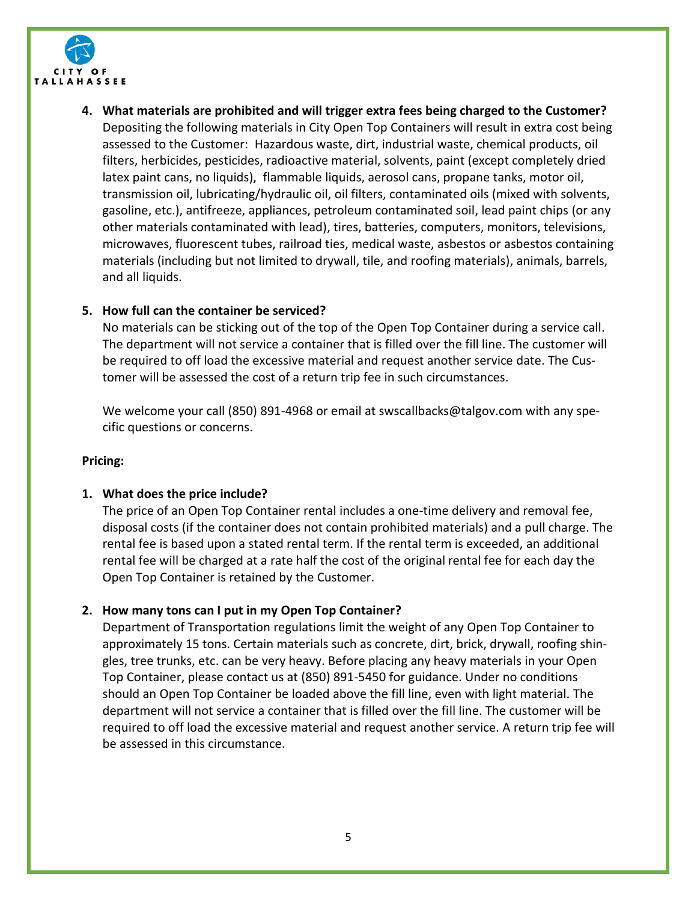4. **What materials are prohibited and will trigger extra fees being charged to the Customer?**
   Depositing the following materials in City Open Top Containers will result in extra cost being assessed to the Customer: Hazardous waste, dirt, industrial waste, chemical products, oil filters, herbicides, pesticides, radioactive material, solvents, paint (except completely dried latex paint cans, no liquids), flammable liquids, aerosol cans, propane tanks, motor oil, transmission oil, lubricating/hydraulic oil, oil filters, contaminated oils (mixed with solvents, gasoline, etc.), antifreeze, appliances, petroleum contaminated soil, lead paint chips (or any other materials contaminated with lead), tires, batteries, computers, monitors, televisions, microwaves, fluorescent tubes, railroad ties, medical waste, asbestos or asbestos containing materials (including but not limited to drywall, tile, and roofing materials), animals, barrels, and all liquids.

5. **How full can the container be serviced?**
   No materials can be sticking out of the top of the Open Top Container during a service call. The department will not service a container that is filled over the fill line. The customer will be required to off load the excessive material and request another service date. The Customer will be assessed the cost of a return trip fee in such circumstances.

   We welcome your call (850) 891-4968 or email at swscallbacks@talgov.com with any specific questions or concerns.

**Pricing:**

1. **What does the price include?**
   The price of an Open Top Container rental includes a one-time delivery and removal fee, disposal costs (if the container does not contain prohibited materials) and a pull charge. The rental fee is based upon a stated rental term. If the rental term is exceeded, an additional rental fee will be charged at a rate half the cost of the original rental fee for each day the Open Top Container is retained by the Customer.

2. **How many tons can I put in my Open Top Container?**
   Department of Transportation regulations limit the weight of any Open Top Container to approximately 15 tons. Certain materials such as concrete, dirt, brick, drywall, roofing shingles, tree trunks, etc. can be very heavy. Before placing any heavy materials in your Open Top Container, please contact us at (850) 891-5450 for guidance. Under no conditions should an Open Top Container be loaded above the fill line, even with light material. The department will not service a container that is filled over the fill line. The customer will be required to off load the excessive material and request another service. A return trip fee will be assessed in this circumstance.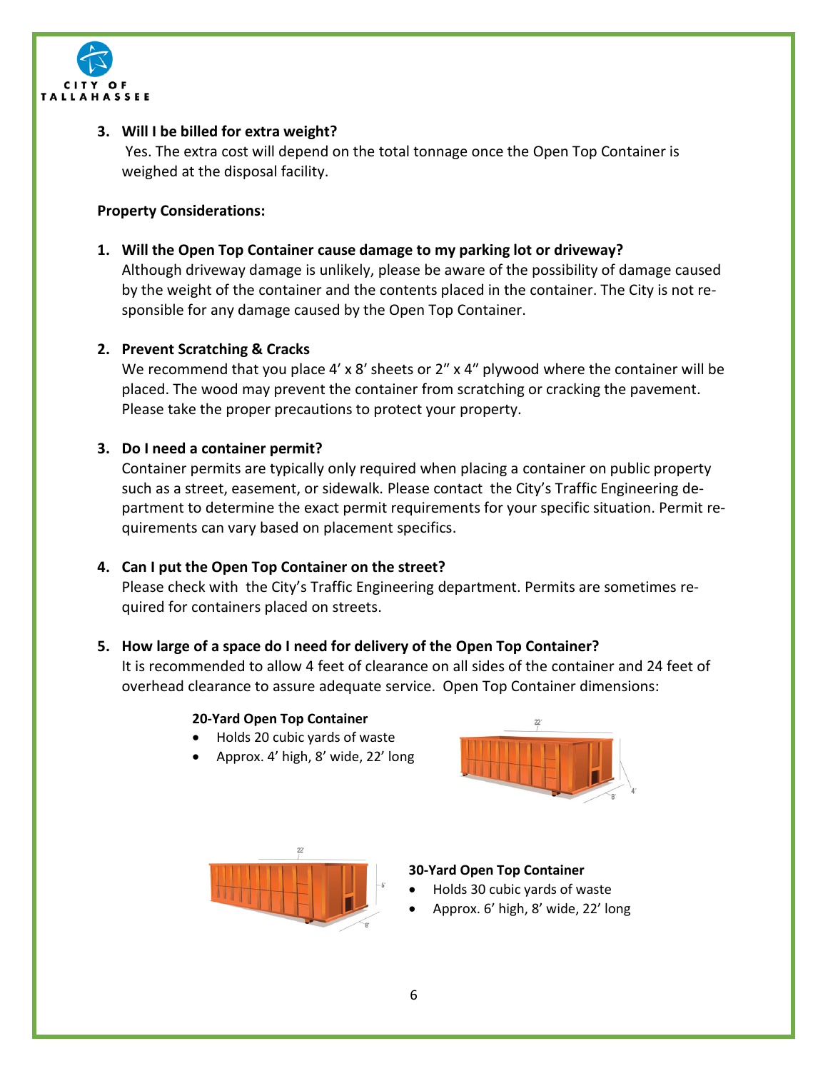3. **Will I be billed for extra weight?**
   Yes. The extra cost will depend on the total tonnage once the Open Top Container is weighed at the disposal facility.

**Property Considerations:**

1. **Will the Open Top Container cause damage to my parking lot or driveway?**
   Although driveway damage is unlikely, please be aware of the possibility of damage caused by the weight of the container and the contents placed in the container. The City is not responsible for any damage caused by the Open Top Container.

2. **Prevent Scratching & Cracks**
   We recommend that you place 4' x 8' sheets or 2" x 4" plywood where the container will be placed. The wood may prevent the container from scratching or cracking the pavement. Please take the proper precautions to protect your property.

3. **Do I need a container permit?**
   Container permits are typically only required when placing a container on public property such as a street, easement, or sidewalk. Please contact the City's Traffic Engineering department to determine the exact permit requirements for your specific situation. Permit requirements can vary based on placement specifics.

4. **Can I put the Open Top Container on the street?**
   Please check with the City's Traffic Engineering department. Permits are sometimes required for containers placed on streets.

5. **How large of a space do I need for delivery of the Open Top Container?**
   It is recommended to allow 4 feet of clearance on all sides of the container and 24 feet of overhead clearance to assure adequate service. Open Top Container dimensions:

**20-Yard Open Top Container**
- Holds 20 cubic yards of waste
- Approx. 4' high, 8' wide, 22' long

**30-Yard Open Top Container**
- Holds 30 cubic yards of waste
- Approx. 6' high, 8' wide, 22' long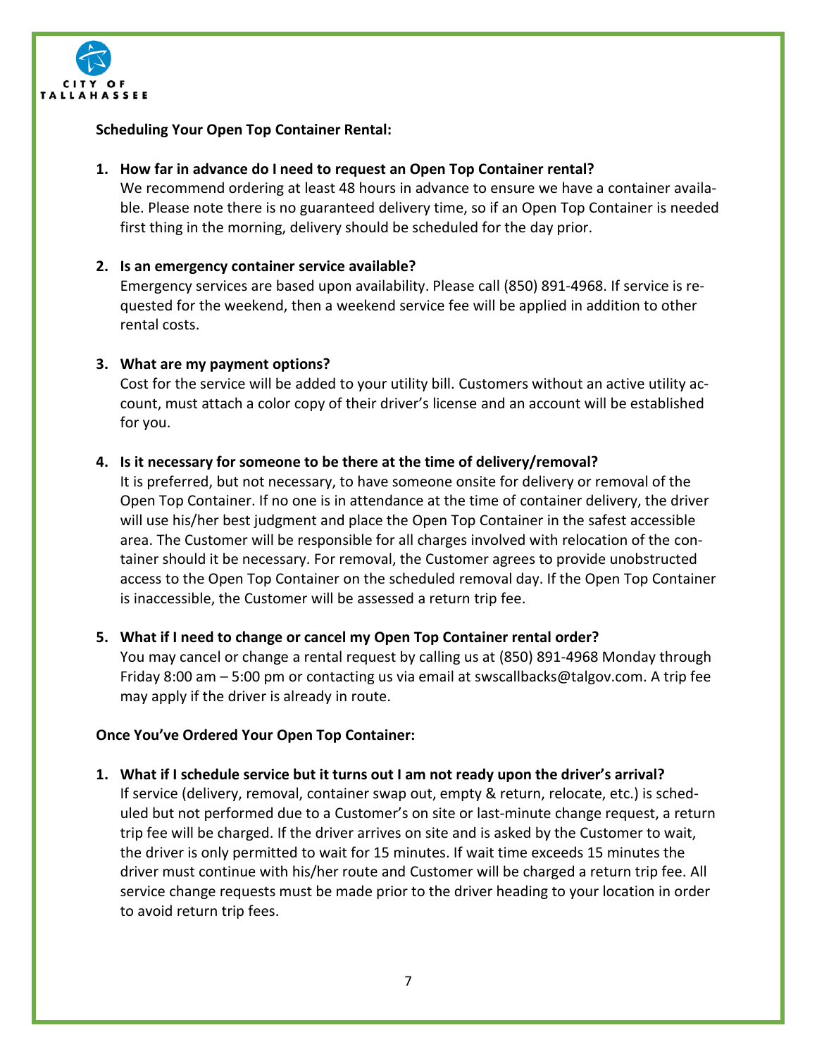**Scheduling Your Open Top Container Rental:**

1. **How far in advance do I need to request an Open Top Container rental?**
   We recommend ordering at least 48 hours in advance to ensure we have a container available. Please note there is no guaranteed delivery time, so if an Open Top Container is needed first thing in the morning, delivery should be scheduled for the day prior.

2. **Is an emergency container service available?**
   Emergency services are based upon availability. Please call (850) 891-4968. If service is requested for the weekend, then a weekend service fee will be applied in addition to other rental costs.

3. **What are my payment options?**
   Cost for the service will be added to your utility bill. Customers without an active utility account, must attach a color copy of their driver's license and an account will be established for you.

4. **Is it necessary for someone to be there at the time of delivery/removal?**
   It is preferred, but not necessary, to have someone onsite for delivery or removal of the Open Top Container. If no one is in attendance at the time of container delivery, the driver will use his/her best judgment and place the Open Top Container in the safest accessible area. The Customer will be responsible for all charges involved with relocation of the container should it be necessary. For removal, the Customer agrees to provide unobstructed access to the Open Top Container on the scheduled removal day. If the Open Top Container is inaccessible, the Customer will be assessed a return trip fee.

5. **What if I need to change or cancel my Open Top Container rental order?**
   You may cancel or change a rental request by calling us at (850) 891-4968 Monday through Friday 8:00 am – 5:00 pm or contacting us via email at swscallbacks@talgov.com. A trip fee may apply if the driver is already in route.

**Once You've Ordered Your Open Top Container:**

1. **What if I schedule service but it turns out I am not ready upon the driver's arrival?**
   If service (delivery, removal, container swap out, empty & return, relocate, etc.) is scheduled but not performed due to a Customer's on site or last-minute change request, a return trip fee will be charged. If the driver arrives on site and is asked by the Customer to wait, the driver is only permitted to wait for 15 minutes. If wait time exceeds 15 minutes the driver must continue with his/her route and Customer will be charged a return trip fee. All service change requests must be made prior to the driver heading to your location in order to avoid return trip fees.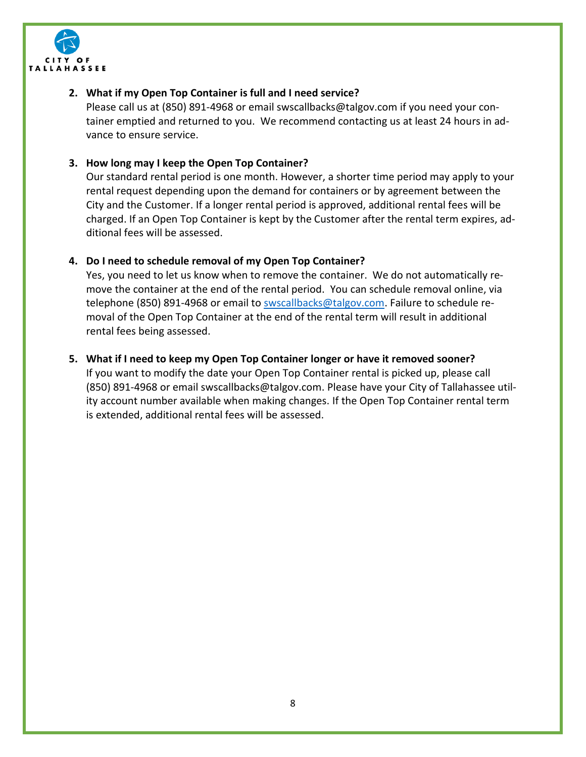2. **What if my Open Top Container is full and I need service?**

   Please call us at (850) 891-4968 or email swscallbacks@talgov.com if you need your container emptied and returned to you. We recommend contacting us at least 24 hours in advance to ensure service.

3. **How long may I keep the Open Top Container?**

   Our standard rental period is one month. However, a shorter time period may apply to your rental request depending upon the demand for containers or by agreement between the City and the Customer. If a longer rental period is approved, additional rental fees will be charged. If an Open Top Container is kept by the Customer after the rental term expires, additional fees will be assessed.

4. **Do I need to schedule removal of my Open Top Container?**

   Yes, you need to let us know when to remove the container. We do not automatically remove the container at the end of the rental period. You can schedule removal online, via telephone (850) 891-4968 or email to [swscallbacks@talgov.com](mailto:swscallbacks@talgov.com). Failure to schedule removal of the Open Top Container at the end of the rental term will result in additional rental fees being assessed.

5. **What if I need to keep my Open Top Container longer or have it removed sooner?**

   If you want to modify the date your Open Top Container rental is picked up, please call (850) 891-4968 or email swscallbacks@talgov.com. Please have your City of Tallahassee utility account number available when making changes. If the Open Top Container rental term is extended, additional rental fees will be assessed.